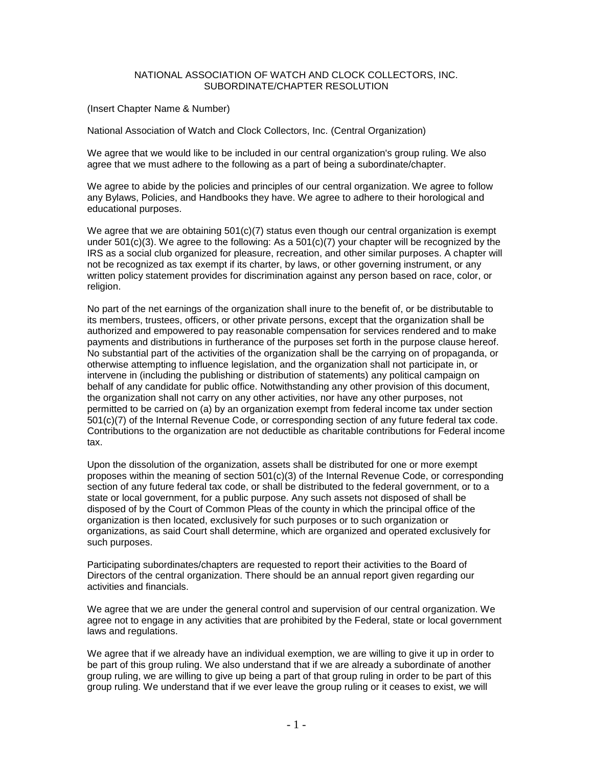# NATIONAL ASSOCIATION OF WATCH AND CLOCK COLLECTORS, INC.
## SUBORDINATE/CHAPTER RESOLUTION

(Insert Chapter Name & Number)

National Association of Watch and Clock Collectors, Inc. (Central Organization)

We agree that we would like to be included in our central organization's group ruling. We also agree that we must adhere to the following as a part of being a subordinate/chapter.

We agree to abide by the policies and principles of our central organization. We agree to follow any Bylaws, Policies, and Handbooks they have. We agree to adhere to their horological and educational purposes.

We agree that we are obtaining 501(c)(7) status even though our central organization is exempt under 501(c)(3). We agree to the following: As a 501(c)(7) your chapter will be recognized by the IRS as a social club organized for pleasure, recreation, and other similar purposes. A chapter will not be recognized as tax exempt if its charter, by laws, or other governing instrument, or any written policy statement provides for discrimination against any person based on race, color, or religion.

No part of the net earnings of the organization shall inure to the benefit of, or be distributable to its members, trustees, officers, or other private persons, except that the organization shall be authorized and empowered to pay reasonable compensation for services rendered and to make payments and distributions in furtherance of the purposes set forth in the purpose clause hereof. No substantial part of the activities of the organization shall be the carrying on of propaganda, or otherwise attempting to influence legislation, and the organization shall not participate in, or intervene in (including the publishing or distribution of statements) any political campaign on behalf of any candidate for public office. Notwithstanding any other provision of this document, the organization shall not carry on any other activities, nor have any other purposes, not permitted to be carried on (a) by an organization exempt from federal income tax under section 501(c)(7) of the Internal Revenue Code, or corresponding section of any future federal tax code. Contributions to the organization are not deductible as charitable contributions for Federal income tax.

Upon the dissolution of the organization, assets shall be distributed for one or more exempt proposes within the meaning of section 501(c)(3) of the Internal Revenue Code, or corresponding section of any future federal tax code, or shall be distributed to the federal government, or to a state or local government, for a public purpose. Any such assets not disposed of shall be disposed of by the Court of Common Pleas of the county in which the principal office of the organization is then located, exclusively for such purposes or to such organization or organizations, as said Court shall determine, which are organized and operated exclusively for such purposes.

Participating subordinates/chapters are requested to report their activities to the Board of Directors of the central organization. There should be an annual report given regarding our activities and financials.

We agree that we are under the general control and supervision of our central organization. We agree not to engage in any activities that are prohibited by the Federal, state or local government laws and regulations.

We agree that if we already have an individual exemption, we are willing to give it up in order to be part of this group ruling. We also understand that if we are already a subordinate of another group ruling, we are willing to give up being a part of that group ruling in order to be part of this group ruling. We understand that if we ever leave the group ruling or it ceases to exist, we will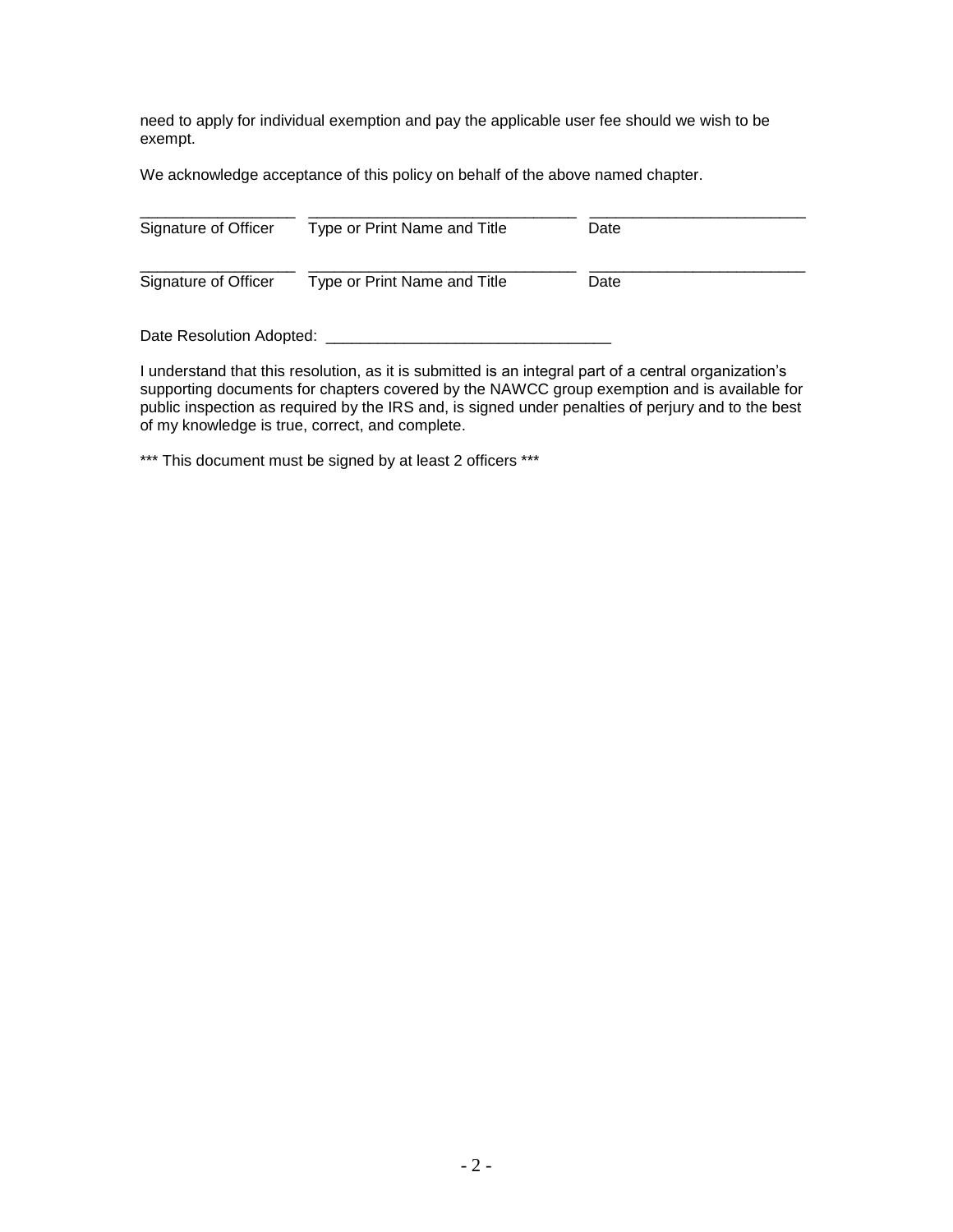need to apply for individual exemption and pay the applicable user fee should we wish to be exempt.

We acknowledge acceptance of this policy on behalf of the above named chapter.

| | | |
|---|---|---|
| _________________ | ______________________________ | ________________________ |
| Signature of Officer | Type or Print Name and Title | Date |
| _________________ | ______________________________ | ________________________ |
| Signature of Officer | Type or Print Name and Title | Date |

Date Resolution Adopted: ______________________________

I understand that this resolution, as it is submitted is an integral part of a central organization's supporting documents for chapters covered by the NAWCC group exemption and is available for public inspection as required by the IRS and, is signed under penalties of perjury and to the best of my knowledge is true, correct, and complete.

*** This document must be signed by at least 2 officers ***